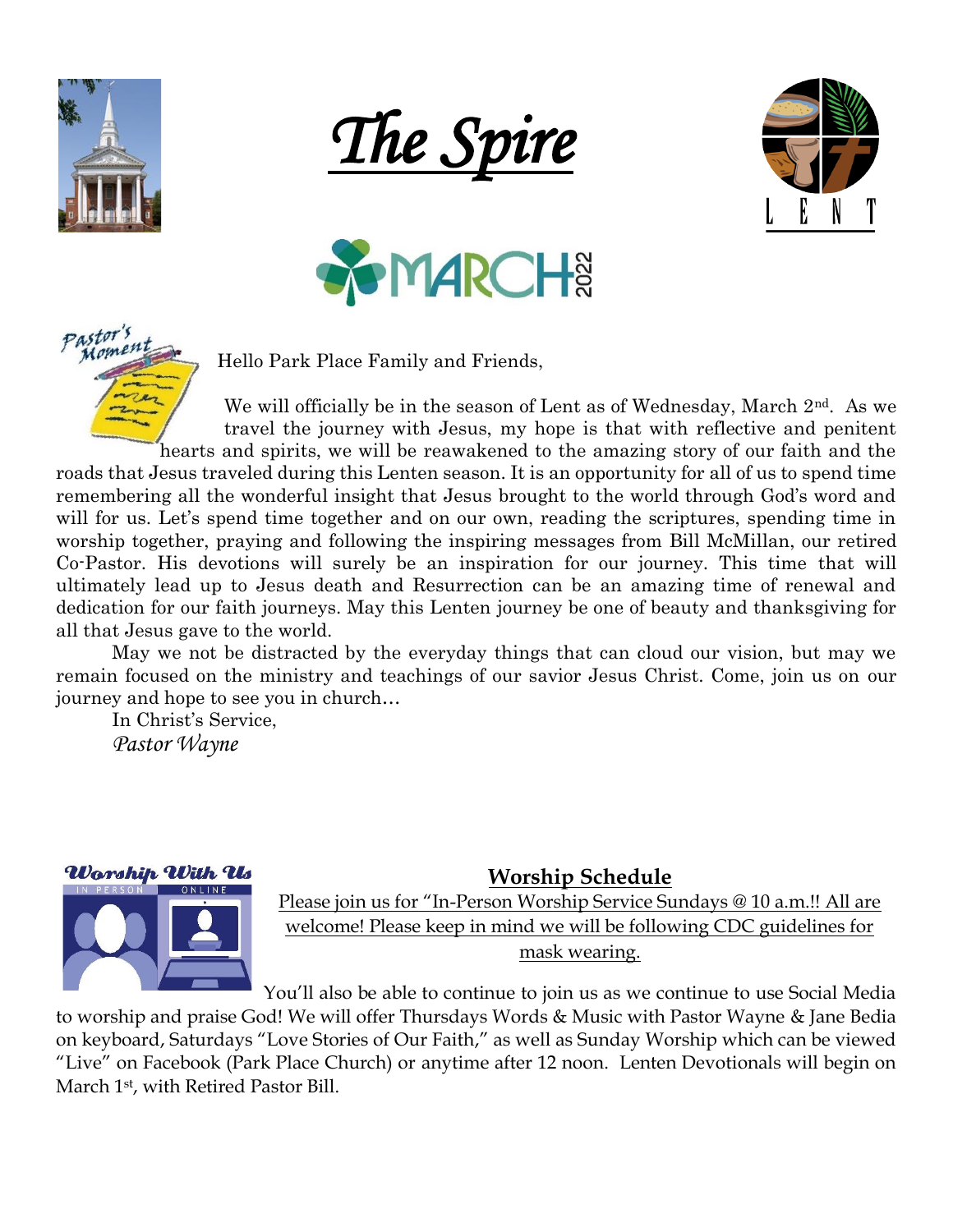# The Spire

MARCH 2022

Hello Park Place Family and Friends,

We will officially be in the season of Lent as of Wednesday, March 2nd. As we travel the journey with Jesus, my hope is that with reflective and penitent hearts and spirits, we will be reawakened to the amazing story of our faith and the roads that Jesus traveled during this Lenten season. It is an opportunity for all of us to spend time remembering all the wonderful insight that Jesus brought to the world through God's word and will for us. Let's spend time together and on our own, reading the scriptures, spending time in worship together, praying and following the inspiring messages from Bill McMillan, our retired Co-Pastor. His devotions will surely be an inspiration for our journey. This time that will ultimately lead up to Jesus death and Resurrection can be an amazing time of renewal and dedication for our faith journeys. May this Lenten journey be one of beauty and thanksgiving for all that Jesus gave to the world.

May we not be distracted by the everyday things that can cloud our vision, but may we remain focused on the ministry and teachings of our savior Jesus Christ. Come, join us on our journey and hope to see you in church…

In Christ's Service,
*Pastor Wayne*

## Worship Schedule

Please join us for "In-Person Worship Service Sundays @ 10 a.m.!! All are welcome! Please keep in mind we will be following CDC guidelines for mask wearing.

You'll also be able to continue to join us as we continue to use Social Media to worship and praise God! We will offer Thursdays Words & Music with Pastor Wayne & Jane Bedia on keyboard, Saturdays "Love Stories of Our Faith," as well as Sunday Worship which can be viewed "Live" on Facebook (Park Place Church) or anytime after 12 noon. Lenten Devotionals will begin on March 1st, with Retired Pastor Bill.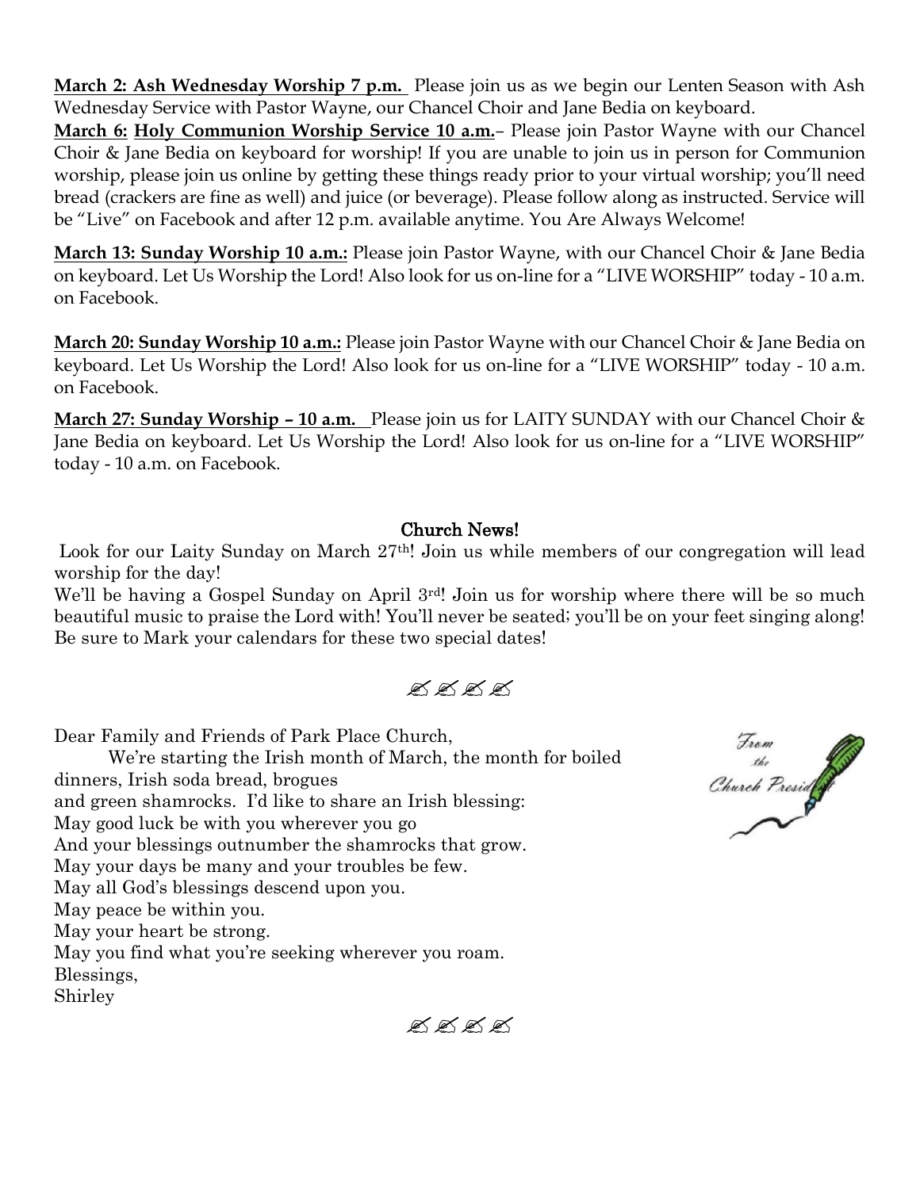**March 2: Ash Wednesday Worship 7 p.m.** Please join us as we begin our Lenten Season with Ash Wednesday Service with Pastor Wayne, our Chancel Choir and Jane Bedia on keyboard.

**March 6: Holy Communion Worship Service 10 a.m.**– Please join Pastor Wayne with our Chancel Choir & Jane Bedia on keyboard for worship! If you are unable to join us in person for Communion worship, please join us online by getting these things ready prior to your virtual worship; you'll need bread (crackers are fine as well) and juice (or beverage). Please follow along as instructed. Service will be "Live" on Facebook and after 12 p.m. available anytime. You Are Always Welcome!

**March 13: Sunday Worship 10 a.m.:** Please join Pastor Wayne, with our Chancel Choir & Jane Bedia on keyboard. Let Us Worship the Lord! Also look for us on-line for a "LIVE WORSHIP" today - 10 a.m. on Facebook.

**March 20: Sunday Worship 10 a.m.:** Please join Pastor Wayne with our Chancel Choir & Jane Bedia on keyboard. Let Us Worship the Lord! Also look for us on-line for a "LIVE WORSHIP" today - 10 a.m. on Facebook.

**March 27: Sunday Worship – 10 a.m.** Please join us for LAITY SUNDAY with our Chancel Choir & Jane Bedia on keyboard. Let Us Worship the Lord! Also look for us on-line for a "LIVE WORSHIP" today - 10 a.m. on Facebook.

## Church News!

Look for our Laity Sunday on March 27th! Join us while members of our congregation will lead worship for the day!

We'll be having a Gospel Sunday on April 3rd! Join us for worship where there will be so much beautiful music to praise the Lord with! You'll never be seated; you'll be on your feet singing along! Be sure to Mark your calendars for these two special dates!

✍ ✍ ✍ ✍

*From the Church President*

Dear Family and Friends of Park Place Church,

We're starting the Irish month of March, the month for boiled dinners, Irish soda bread, brogues and green shamrocks. I'd like to share an Irish blessing:

May good luck be with you wherever you go
And your blessings outnumber the shamrocks that grow.
May your days be many and your troubles be few.
May all God's blessings descend upon you.
May peace be within you.
May your heart be strong.
May you find what you're seeking wherever you roam.

Blessings,
Shirley

✍ ✍ ✍ ✍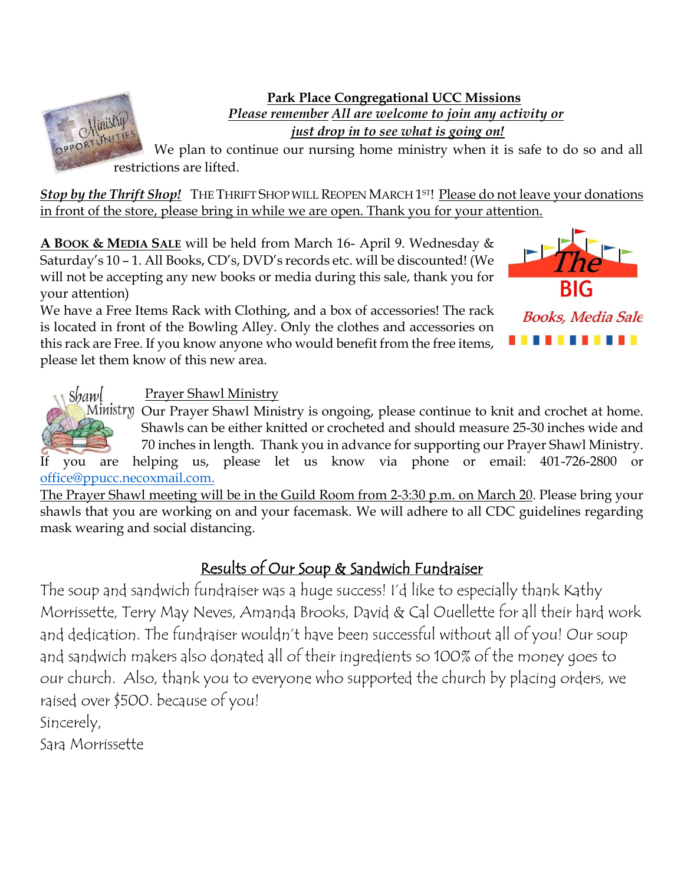**Park Place Congregational UCC Missions**

***Please remember All are welcome to join any activity or just drop in to see what is going on!***

We plan to continue our nursing home ministry when it is safe to do so and all restrictions are lifted.

***Stop by the Thrift Shop!*** THE THRIFT SHOP WILL REOPEN MARCH 1ST! Please do not leave your donations in front of the store, please bring in while we are open. Thank you for your attention.

**A BOOK & MEDIA SALE** will be held from March 16- April 9. Wednesday & Saturday's 10 – 1. All Books, CD's, DVD's records etc. will be discounted! (We will not be accepting any new books or media during this sale, thank you for your attention)

We have a Free Items Rack with Clothing, and a box of accessories! The rack is located in front of the Bowling Alley. Only the clothes and accessories on this rack are Free. If you know anyone who would benefit from the free items, please let them know of this new area.

Prayer Shawl Ministry

Our Prayer Shawl Ministry is ongoing, please continue to knit and crochet at home. Shawls can be either knitted or crocheted and should measure 25-30 inches wide and 70 inches in length. Thank you in advance for supporting our Prayer Shawl Ministry. If you are helping us, please let us know via phone or email: 401-726-2800 or office@ppucc.necoxmail.com.

The Prayer Shawl meeting will be in the Guild Room from 2-3:30 p.m. on March 20. Please bring your shawls that you are working on and your facemask. We will adhere to all CDC guidelines regarding mask wearing and social distancing.

## Results of Our Soup & Sandwich Fundraiser

The soup and sandwich fundraiser was a huge success! I'd like to especially thank Kathy Morrissette, Terry May Neves, Amanda Brooks, David & Cal Ouellette for all their hard work and dedication. The fundraiser wouldn't have been successful without all of you! Our soup and sandwich makers also donated all of their ingredients so 100% of the money goes to our church. Also, thank you to everyone who supported the church by placing orders, we raised over $500. because of you!

Sincerely,

Sara Morrissette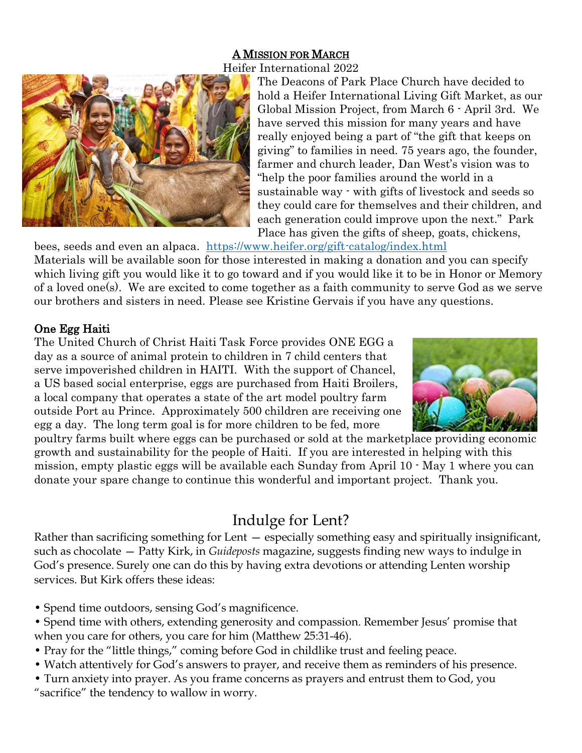## <u>A MISSION FOR MARCH</u>

Heifer International 2022

The Deacons of Park Place Church have decided to hold a Heifer International Living Gift Market, as our Global Mission Project, from March 6 - April 3rd. We have served this mission for many years and have really enjoyed being a part of "the gift that keeps on giving" to families in need. 75 years ago, the founder, farmer and church leader, Dan West's vision was to "help the poor families around the world in a sustainable way - with gifts of livestock and seeds so they could care for themselves and their children, and each generation could improve upon the next." Park Place has given the gifts of sheep, goats, chickens, bees, seeds and even an alpaca. https://www.heifer.org/gift-catalog/index.html

Materials will be available soon for those interested in making a donation and you can specify which living gift you would like it to go toward and if you would like it to be in Honor or Memory of a loved one(s). We are excited to come together as a faith community to serve God as we serve our brothers and sisters in need. Please see Kristine Gervais if you have any questions.

### One Egg Haiti

The United Church of Christ Haiti Task Force provides ONE EGG a day as a source of animal protein to children in 7 child centers that serve impoverished children in HAITI. With the support of Chancel, a US based social enterprise, eggs are purchased from Haiti Broilers, a local company that operates a state of the art model poultry farm outside Port au Prince. Approximately 500 children are receiving one egg a day. The long term goal is for more children to be fed, more poultry farms built where eggs can be purchased or sold at the marketplace providing economic growth and sustainability for the people of Haiti. If you are interested in helping with this mission, empty plastic eggs will be available each Sunday from April 10 - May 1 where you can donate your spare change to continue this wonderful and important project. Thank you.

## Indulge for Lent?

Rather than sacrificing something for Lent — especially something easy and spiritually insignificant, such as chocolate — Patty Kirk, in *Guideposts* magazine, suggests finding new ways to indulge in God's presence. Surely one can do this by having extra devotions or attending Lenten worship services. But Kirk offers these ideas:

- Spend time outdoors, sensing God's magnificence.
- Spend time with others, extending generosity and compassion. Remember Jesus' promise that when you care for others, you care for him (Matthew 25:31-46).
- Pray for the "little things," coming before God in childlike trust and feeling peace.
- Watch attentively for God's answers to prayer, and receive them as reminders of his presence.
- Turn anxiety into prayer. As you frame concerns as prayers and entrust them to God, you "sacrifice" the tendency to wallow in worry.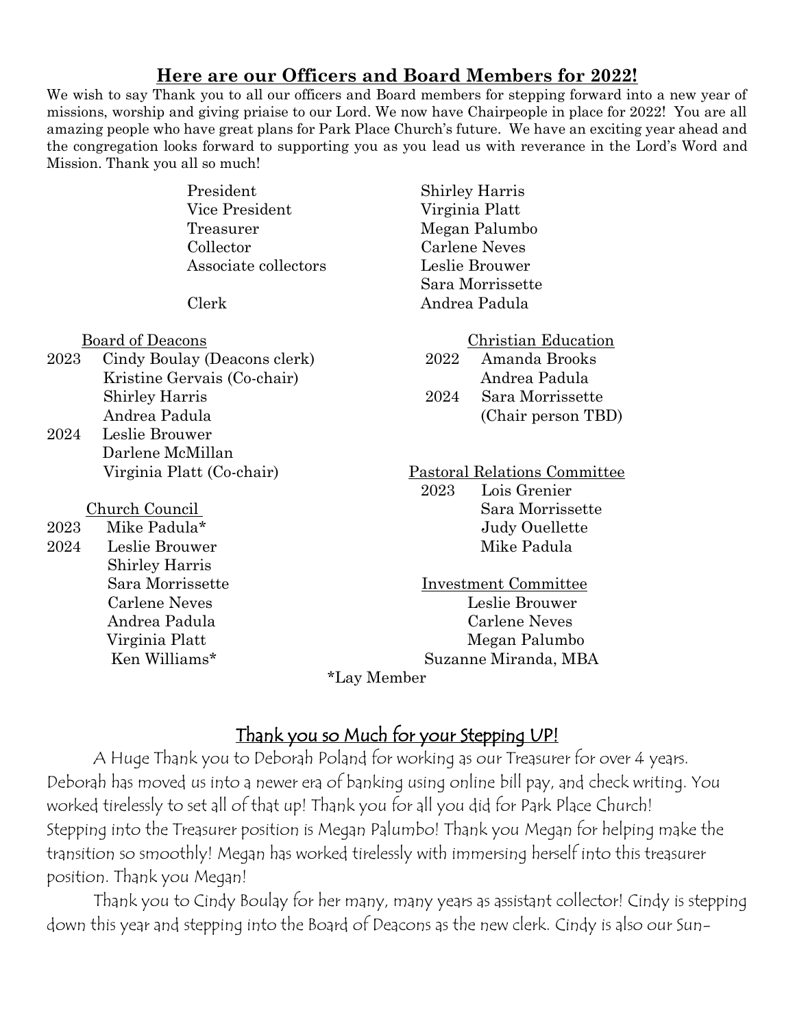## Here are our Officers and Board Members for 2022!

We wish to say Thank you to all our officers and Board members for stepping forward into a new year of missions, worship and giving priaise to our Lord. We now have Chairpeople in place for 2022! You are all amazing people who have great plans for Park Place Church's future. We have an exciting year ahead and the congregation looks forward to supporting you as you lead us with reverance in the Lord's Word and Mission. Thank you all so much!

| | |
|---|---|
| President | Shirley Harris |
| Vice President | Virginia Platt |
| Treasurer | Megan Palumbo |
| Collector | Carlene Neves |
| Associate collectors | Leslie Brouwer |
| | Sara Morrissette |
| Clerk | Andrea Padula |

Board of Deacons

2023 Cindy Boulay (Deacons clerk)
Kristine Gervais (Co-chair)
Shirley Harris
Andrea Padula

2024 Leslie Brouwer
Darlene McMillan
Virginia Platt (Co-chair)

Church Council

2023 Mike Padula*

2024 Leslie Brouwer
Shirley Harris
Sara Morrissette
Carlene Neves
Andrea Padula
Virginia Platt
Ken Williams*

Christian Education

2022 Amanda Brooks
Andrea Padula

2024 Sara Morrissette
(Chair person TBD)

Pastoral Relations Committee

2023 Lois Grenier
Sara Morrissette
Judy Ouellette
Mike Padula

Investment Committee

Leslie Brouwer
Carlene Neves
Megan Palumbo
Suzanne Miranda, MBA

*Lay Member

## Thank you so Much for your Stepping UP!

A Huge Thank you to Deborah Poland for working as our Treasurer for over 4 years. Deborah has moved us into a newer era of banking using online bill pay, and check writing. You worked tirelessly to set all of that up! Thank you for all you did for Park Place Church! Stepping into the Treasurer position is Megan Palumbo! Thank you Megan for helping make the transition so smoothly! Megan has worked tirelessly with immersing herself into this treasurer position. Thank you Megan!

Thank you to Cindy Boulay for her many, many years as assistant collector! Cindy is stepping down this year and stepping into the Board of Deacons as the new clerk. Cindy is also our Sun-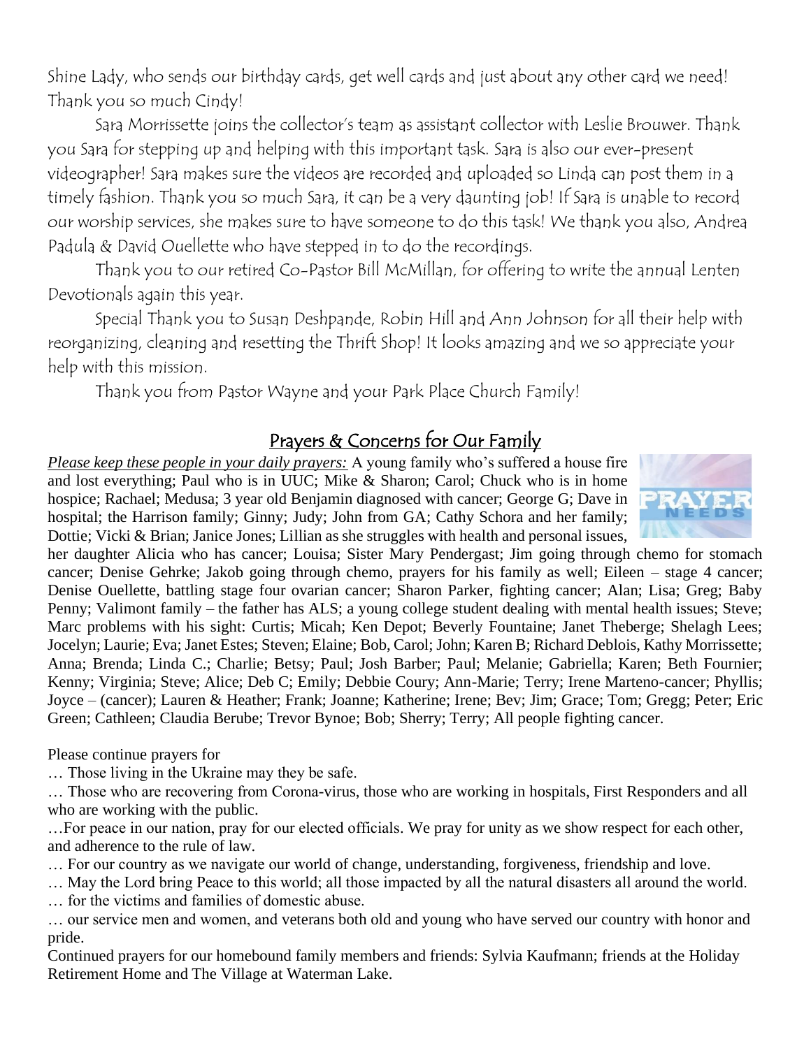Shine Lady, who sends our birthday cards, get well cards and just about any other card we need! Thank you so much Cindy!

Sara Morrissette joins the collector's team as assistant collector with Leslie Brouwer. Thank you Sara for stepping up and helping with this important task. Sara is also our ever-present videographer! Sara makes sure the videos are recorded and uploaded so Linda can post them in a timely fashion. Thank you so much Sara, it can be a very daunting job! If Sara is unable to record our worship services, she makes sure to have someone to do this task! We thank you also, Andrea Padula & David Ouellette who have stepped in to do the recordings.

Thank you to our retired Co-Pastor Bill McMillan, for offering to write the annual Lenten Devotionals again this year.

Special Thank you to Susan Deshpande, Robin Hill and Ann Johnson for all their help with reorganizing, cleaning and resetting the Thrift Shop! It looks amazing and we so appreciate your help with this mission.

Thank you from Pastor Wayne and your Park Place Church Family!

## Prayers & Concerns for Our Family

*Please keep these people in your daily prayers:* A young family who's suffered a house fire and lost everything; Paul who is in UUC; Mike & Sharon; Carol; Chuck who is in home hospice; Rachael; Medusa; 3 year old Benjamin diagnosed with cancer; George G; Dave in hospital; the Harrison family; Ginny; Judy; John from GA; Cathy Schora and her family; Dottie; Vicki & Brian; Janice Jones; Lillian as she struggles with health and personal issues, her daughter Alicia who has cancer; Louisa; Sister Mary Pendergast; Jim going through chemo for stomach cancer; Denise Gehrke; Jakob going through chemo, prayers for his family as well; Eileen – stage 4 cancer; Denise Ouellette, battling stage four ovarian cancer; Sharon Parker, fighting cancer; Alan; Lisa; Greg; Baby Penny; Valimont family – the father has ALS; a young college student dealing with mental health issues; Steve; Marc problems with his sight: Curtis; Micah; Ken Depot; Beverly Fountaine; Janet Theberge; Shelagh Lees; Jocelyn; Laurie; Eva; Janet Estes; Steven; Elaine; Bob, Carol; John; Karen B; Richard Deblois, Kathy Morrissette; Anna; Brenda; Linda C.; Charlie; Betsy; Paul; Josh Barber; Paul; Melanie; Gabriella; Karen; Beth Fournier; Kenny; Virginia; Steve; Alice; Deb C; Emily; Debbie Coury; Ann-Marie; Terry; Irene Marteno-cancer; Phyllis; Joyce – (cancer); Lauren & Heather; Frank; Joanne; Katherine; Irene; Bev; Jim; Grace; Tom; Gregg; Peter; Eric Green; Cathleen; Claudia Berube; Trevor Bynoe; Bob; Sherry; Terry; All people fighting cancer.

Please continue prayers for

… Those living in the Ukraine may they be safe.

… Those who are recovering from Corona-virus, those who are working in hospitals, First Responders and all who are working with the public.

…For peace in our nation, pray for our elected officials. We pray for unity as we show respect for each other, and adherence to the rule of law.

… For our country as we navigate our world of change, understanding, forgiveness, friendship and love.

… May the Lord bring Peace to this world; all those impacted by all the natural disasters all around the world.

… for the victims and families of domestic abuse.

… our service men and women, and veterans both old and young who have served our country with honor and pride.

Continued prayers for our homebound family members and friends: Sylvia Kaufmann; friends at the Holiday Retirement Home and The Village at Waterman Lake.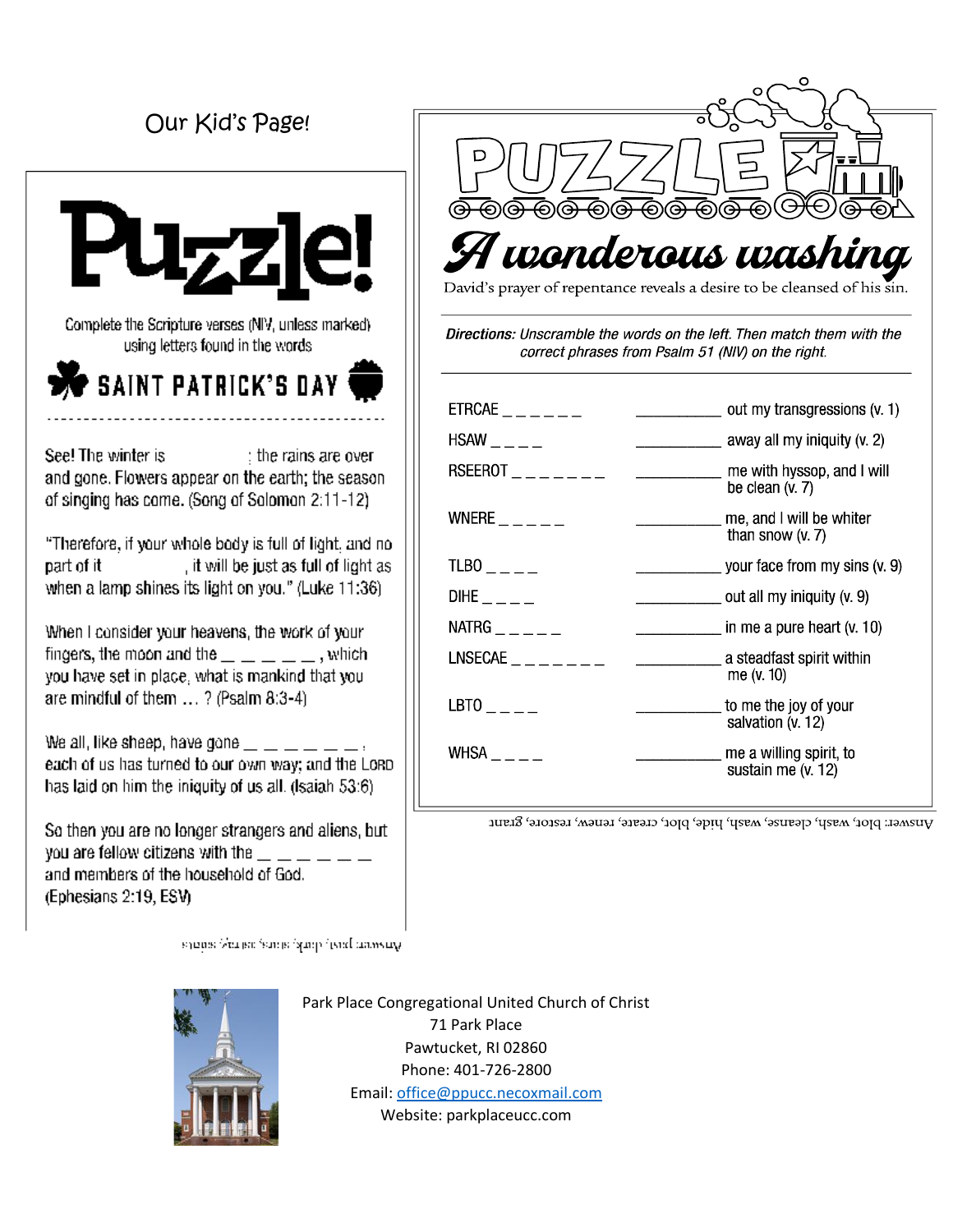Our Kid's Page!

# Puzzle!

Complete the Scripture verses (NIV, unless marked) using letters found in the words

**SAINT PATRICK'S DAY**

See! The winter is _______; the rains are over and gone. Flowers appear on the earth; the season of singing has come. (Song of Solomon 2:11-12)

"Therefore, if your whole body is full of light, and no part of it _______, it will be just as full of light as when a lamp shines its light on you." (Luke 11:36)

When I consider your heavens, the work of your fingers, the moon and the _ _ _ _ _, which you have set in place, what is mankind that you are mindful of them … ? (Psalm 8:3-4)

We all, like sheep, have gone _ _ _ _ _ _; each of us has turned to our own way; and the LORD has laid on him the iniquity of us all. (Isaiah 53:6)

So then you are no longer strangers and aliens, but you are fellow citizens with the _ _ _ _ _ _ and members of the household of God. (Ephesians 2:19, ESV)

Answer: past, dark, stars, astray, saints

# PUZZLE

## *A wonderous washing*

David's prayer of repentance reveals a desire to be cleansed of his sin.

*Directions:* *Unscramble the words on the left. Then match them with the correct phrases from Psalm 51 (NIV) on the right.*

| | |
|---|---|
| ETRCAE _ _ _ _ _ _ | __________ out my transgressions (v. 1) |
| HSAW _ _ _ _ | __________ away all my iniquity (v. 2) |
| RSEEROT _ _ _ _ _ _ _ | __________ me with hyssop, and I will be clean (v. 7) |
| WNERE _ _ _ _ _ | __________ me, and I will be whiter than snow (v. 7) |
| TLBO _ _ _ _ | __________ your face from my sins (v. 9) |
| DIHE _ _ _ _ | __________ out all my iniquity (v. 9) |
| NATRG _ _ _ _ _ | __________ in me a pure heart (v. 10) |
| LNSECAE _ _ _ _ _ _ _ | __________ a steadfast spirit within me (v. 10) |
| LBTO _ _ _ _ | __________ to me the joy of your salvation (v. 12) |
| WHSA _ _ _ _ | __________ me a willing spirit, to sustain me (v. 12) |

Answer: blot, wash, cleanse, wash, hide, blot, create, renew, restore, grant

Park Place Congregational United Church of Christ
71 Park Place
Pawtucket, RI 02860
Phone: 401-726-2800
Email: office@ppucc.necoxmail.com
Website: parkplaceucc.com